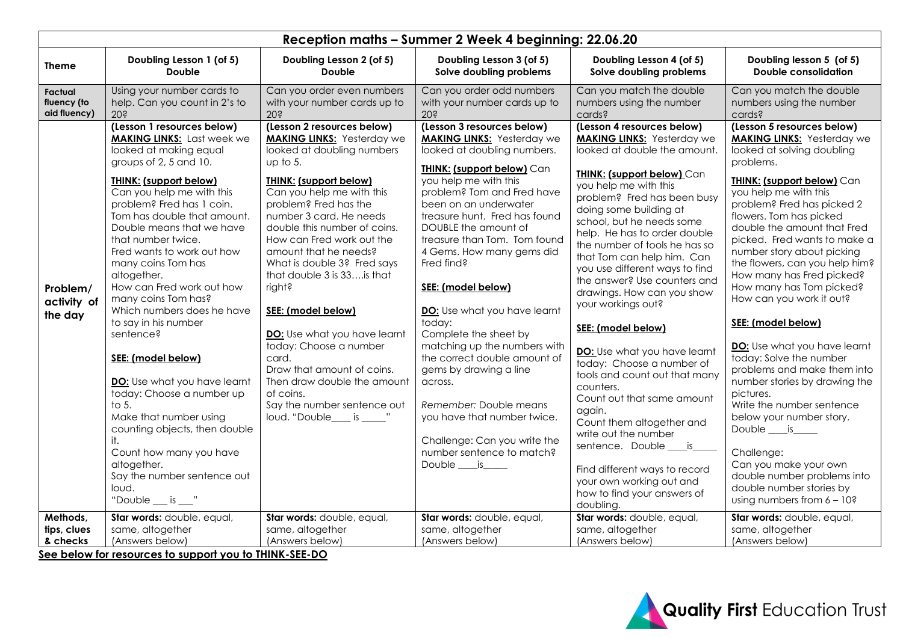| Reception maths – Summer 2 Week 4 beginning: 22.06.20 | | | | | |
|---|---|---|---|---|---|
| **Theme** | **Doubling Lesson 1 (of 5)** **Double** | **Doubling Lesson 2 (of 5)** **Double** | **Doubling Lesson 3 (of 5)** **Solve doubling problems** | **Doubling Lesson 4 (of 5)** **Solve doubling problems** | **Doubling lesson 5 (of 5)** **Double consolidation** |
| **Factual fluency (to aid fluency)** | Using your number cards to help. Can you count in 2's to 20? | Can you order even numbers with your number cards up to 20? | Can you order odd numbers with your number cards up to 20? | Can you match the double numbers using the number cards? | Can you match the double numbers using the number cards? |
| **Problem/ activity of the day** | **(Lesson 1 resources below)** **MAKING LINKS:** Last week we looked at making equal groups of 2, 5 and 10. **THINK: (support below)** Can you help me with this problem? Fred has 1 coin. Tom has double that amount. Double means that we have that number twice. Fred wants to work out how many coins Tom has altogether. How can Fred work out how many coins Tom has? Which numbers does he have to say in his number sentence? **SEE: (model below)** **DO:** Use what you have learnt today: Choose a number up to 5. Make that number using counting objects, then double it. Count how many you have altogether. Say the number sentence out loud. "Double ___ is ___" | **(Lesson 2 resources below)** **MAKING LINKS:** Yesterday we looked at doubling numbers up to 5. **THINK: (support below)** Can you help me with this problem? Fred has the number 3 card. He needs double this number of coins. How can Fred work out the amount that he needs? What is double 3? Fred says that double 3 is 33….is that right? **SEE: (model below)** **DO:** Use what you have learnt today: Choose a number card. Draw that amount of coins. Then draw double the amount of coins. Say the number sentence out loud. "Double____ is _____" | **(Lesson 3 resources below)** **MAKING LINKS:** Yesterday we looked at doubling numbers. **THINK: (support below)** Can you help me with this problem? Tom and Fred have been on an underwater treasure hunt. Fred has found DOUBLE the amount of treasure than Tom. Tom found 4 Gems. How many gems did Fred find? **SEE: (model below)** **DO:** Use what you have learnt today: Complete the sheet by matching up the numbers with the correct double amount of gems by drawing a line across. *Remember:* Double means you have that number twice. Challenge: Can you write the number sentence to match? Double ____is_____ | **(Lesson 4 resources below)** **MAKING LINKS:** Yesterday we looked at double the amount. **THINK: (support below)** Can you help me with this problem? Fred has been busy doing some building at school, but he needs some help. He has to order double the number of tools he has so that Tom can help him. Can you use different ways to find the answer? Use counters and drawings. How can you show your workings out? **SEE: (model below)** **DO:** Use what you have learnt today: Choose a number of tools and count out that many counters. Count out that same amount again. Count them altogether and write out the number sentence. Double ____is_____ Find different ways to record your own working out and how to find your answers of doubling. | **(Lesson 5 resources below)** **MAKING LINKS:** Yesterday we looked at solving doubling problems. **THINK: (support below)** Can you help me with this problem? Fred has picked 2 flowers. Tom has picked double the amount that Fred picked. Fred wants to make a number story about picking the flowers, can you help him? How many has Fred picked? How many has Tom picked? How can you work it out? **SEE: (model below)** **DO:** Use what you have learnt today: Solve the number problems and make them into number stories by drawing the pictures. Write the number sentence below your number story. Double ____is_____ Challenge: Can you make your own double number problems into double number stories by using numbers from 6 – 10? |
| **Methods, tips, clues & checks** | **Star words:** double, equal, same, altogether (Answers below) | **Star words:** double, equal, same, altogether (Answers below) | **Star words:** double, equal, same, altogether (Answers below) | **Star words:** double, equal, same, altogether (Answers below) | **Star words:** double, equal, same, altogether (Answers below) |

**See below for resources to support you to THINK-SEE-DO**

Quality First Education Trust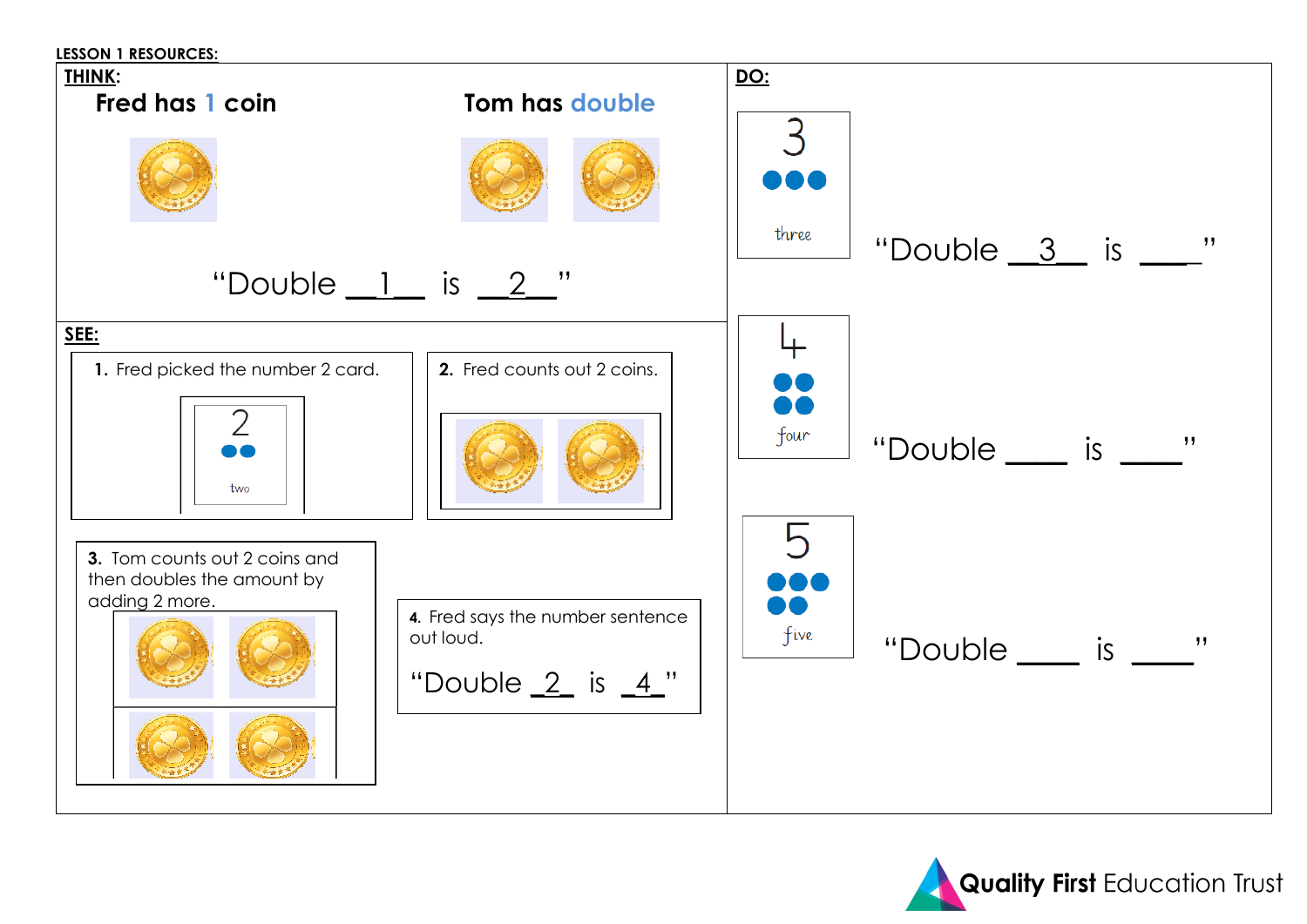**LESSON 1 RESOURCES:**

**THINK:**

**Fred has 1 coin**

**Tom has double**

"Double \_\_1\_\_ is \_\_2\_\_"

**SEE:**

1. Fred picked the number 2 card.

2 two

2. Fred counts out 2 coins.

3. Tom counts out 2 coins and then doubles the amount by adding 2 more.

4. Fred says the number sentence out loud.

"Double \_2\_ is \_4\_"

**DO:**

3 three

"Double \_\_3\_\_ is \_\_\_\_"

4 four

"Double \_\_\_\_ is \_\_\_\_"

5 five

"Double \_\_\_\_ is \_\_\_\_"

Quality First Education Trust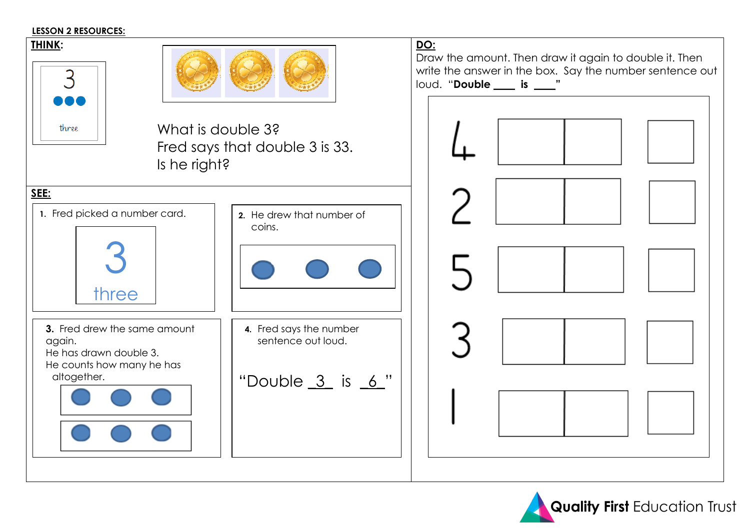**LESSON 2 RESOURCES:**

**THINK:**

3

three

What is double 3?
Fred says that double 3 is 33.
Is he right?

**SEE:**

1. Fred picked a number card.

3
three

2. He drew that number of coins.

3. Fred drew the same amount again.
He has drawn double 3.
He counts how many he has altogether.

4. Fred says the number sentence out loud.

"Double _3_ is _6_"

**DO:**

Draw the amount. Then draw it again to double it. Then write the answer in the box. Say the number sentence out loud. "**Double ____ is ____**"

| Number | | | Answer |
|---|---|---|---|
| 4 | | | |
| 2 | | | |
| 5 | | | |
| 3 | | | |
| 1 | | | |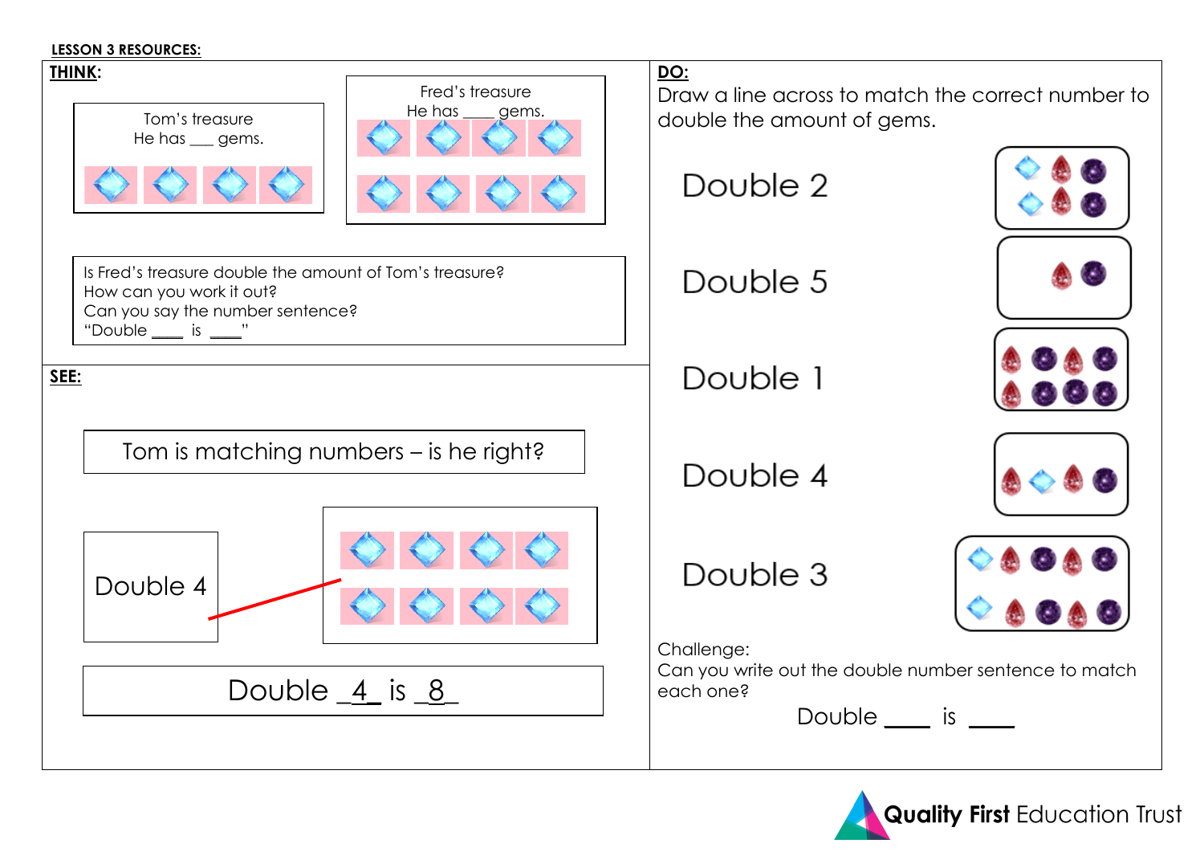**LESSON 3 RESOURCES:**

**THINK:**

Tom's treasure
He has ___ gems.

Fred's treasure
He has ____ gems.

Is Fred's treasure double the amount of Tom's treasure?
How can you work it out?
Can you say the number sentence?
"Double ____ is ____"

**SEE:**

Tom is matching numbers – is he right?

Double 4

Double _4_ is _8_

**DO:**

Draw a line across to match the correct number to double the amount of gems.

Double 2

Double 5

Double 1

Double 4

Double 3

Challenge:
Can you write out the double number sentence to match each one?

Double ____ is ____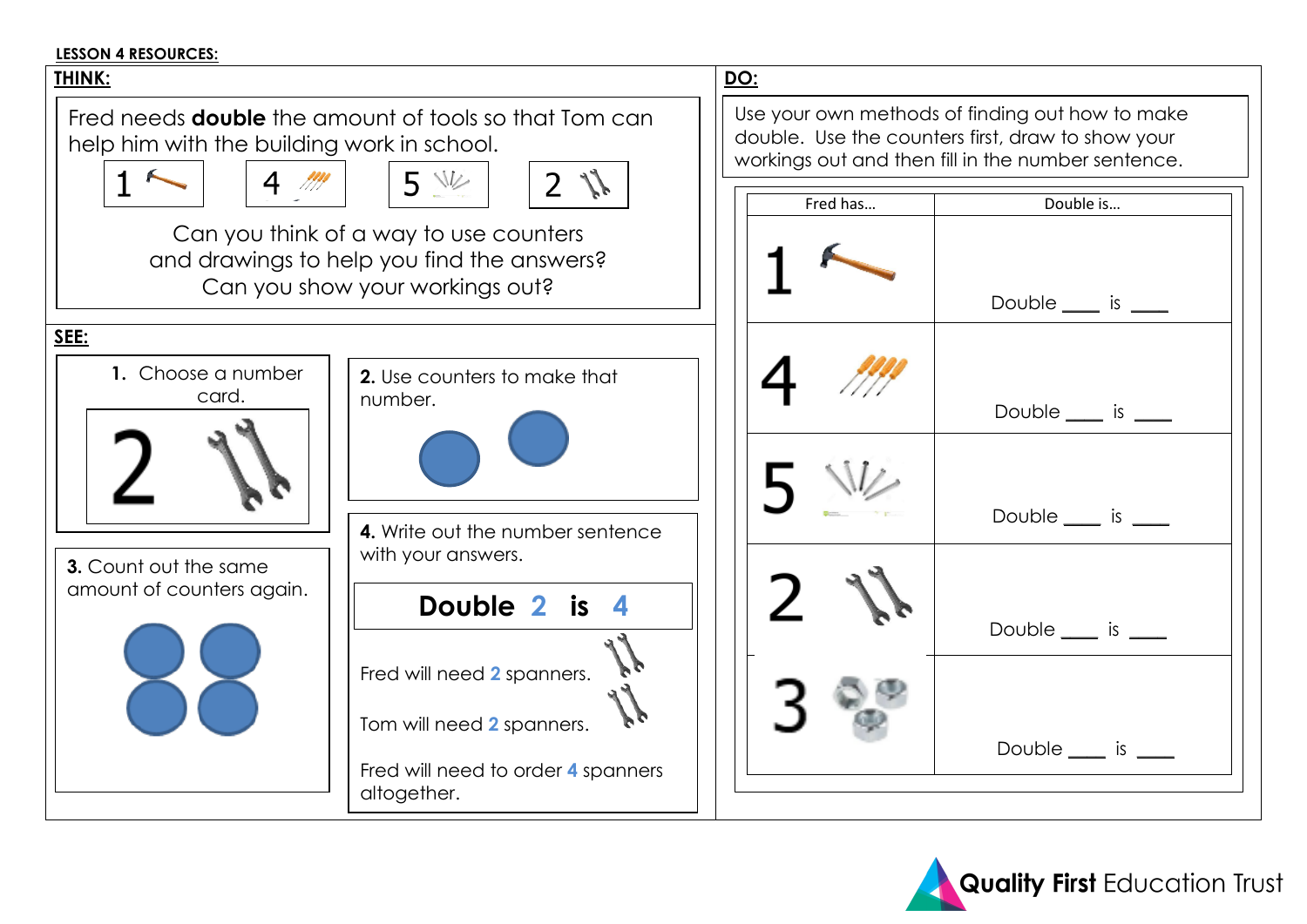**LESSON 4 RESOURCES:**

## THINK:

Fred needs **double** the amount of tools so that Tom can help him with the building work in school.

1 | 4 | 5 | 2

Can you think of a way to use counters and drawings to help you find the answers? Can you show your workings out?

## SEE:

**1.** Choose a number card.

2

**2.** Use counters to make that number.

**3.** Count out the same amount of counters again.

**4.** Write out the number sentence with your answers.

**Double 2 is 4**

Fred will need 2 spanners.

Tom will need 2 spanners.

Fred will need to order 4 spanners altogether.

## DO:

Use your own methods of finding out how to make double. Use the counters first, draw to show your workings out and then fill in the number sentence.

| Fred has… | Double is… |
| --- | --- |
| 1 | Double ____ is ____ |
| 4 | Double ____ is ____ |
| 5 | Double ____ is ____ |
| 2 | Double ____ is ____ |
| 3 | Double ____ is ____ |

Quality First Education Trust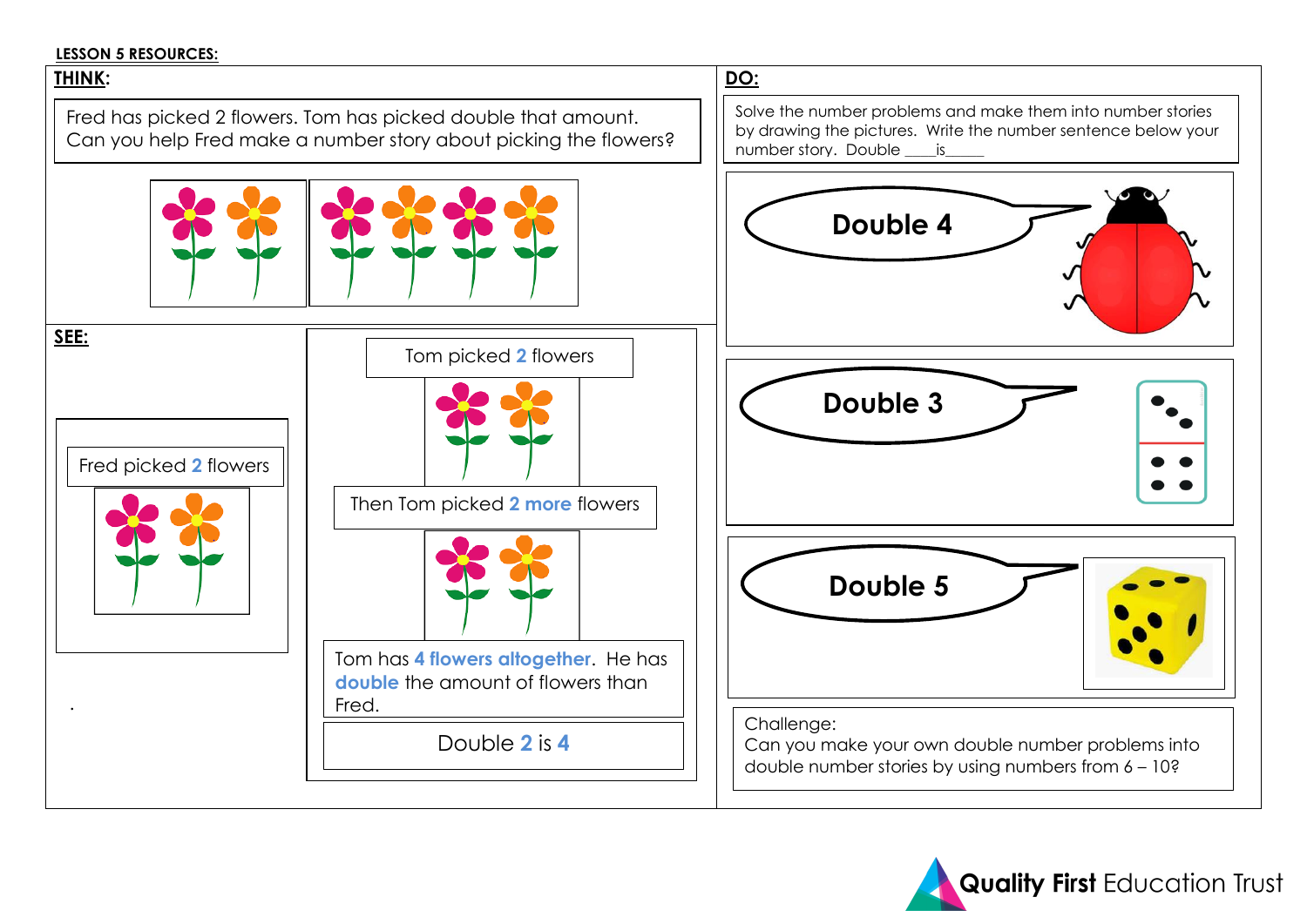**LESSON 5 RESOURCES:**

## THINK:

Fred has picked 2 flowers. Tom has picked double that amount.
Can you help Fred make a number story about picking the flowers?

## SEE:

Fred picked **2** flowers

Tom picked **2** flowers

Then Tom picked **2 more** flowers

Tom has **4 flowers altogether**. He has **double** the amount of flowers than Fred.

Double **2** is **4**

## DO:

Solve the number problems and make them into number stories by drawing the pictures. Write the number sentence below your number story. Double \_\_\_\_is\_\_\_\_\_

**Double 4**

**Double 3**

**Double 5**

Challenge:
Can you make your own double number problems into double number stories by using numbers from 6 – 10?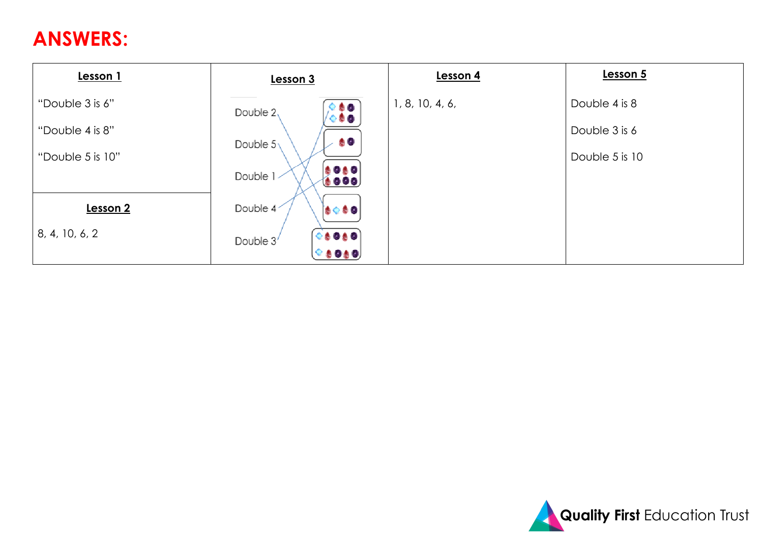# ANSWERS:

| Lesson 1 | Lesson 3 | Lesson 4 | Lesson 5 |
|---|---|---|---|
| "Double 3 is 6"<br>"Double 4 is 8"<br>"Double 5 is 10" | Double 2<br>Double 5<br>Double 1<br>Double 4<br>Double 3 | 1, 8, 10, 4, 6, | Double 4 is 8<br>Double 3 is 6<br>Double 5 is 10 |
| **Lesson 2**<br>8, 4, 10, 6, 2 | | | |

Quality First Education Trust